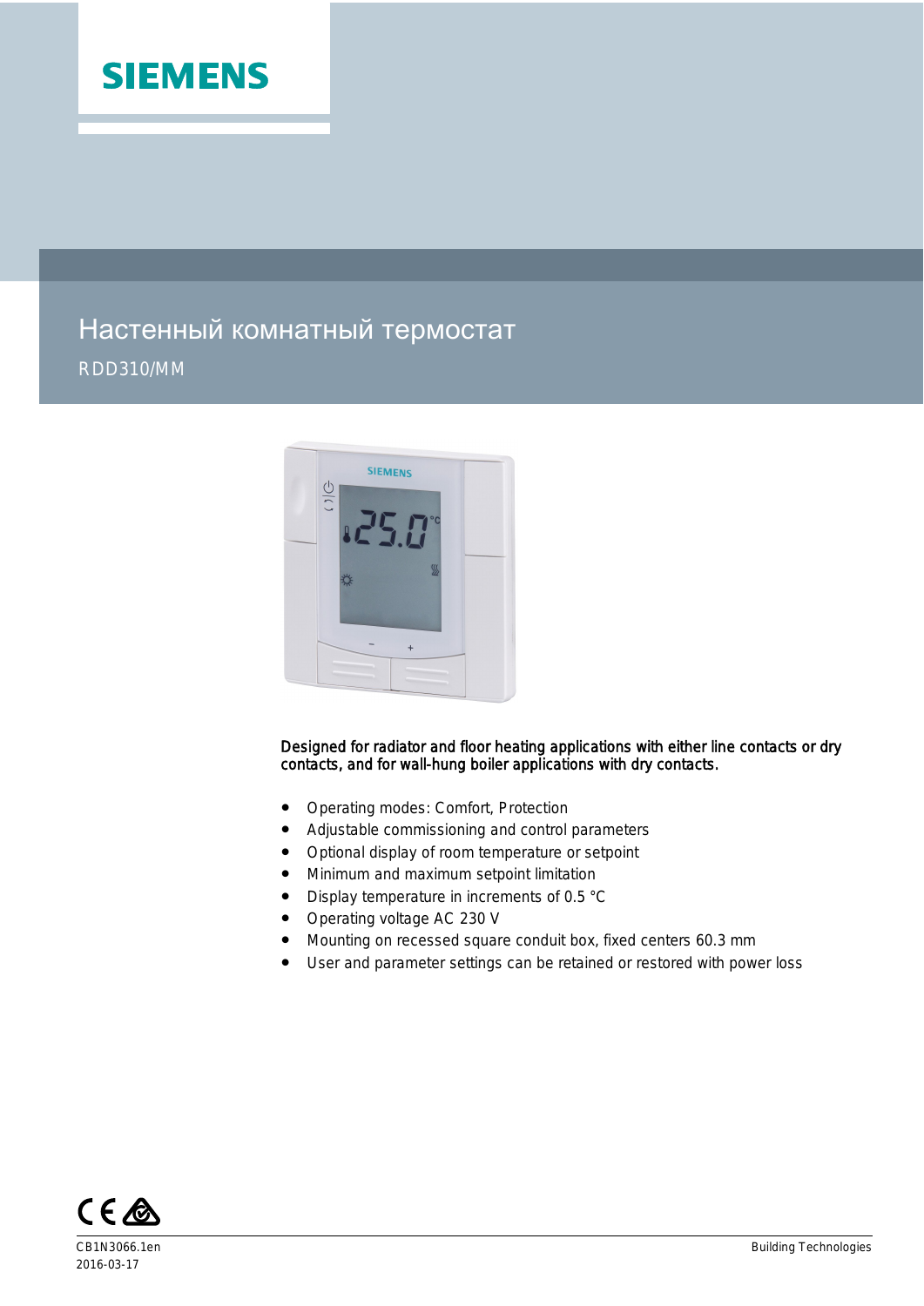SIEMENS

# Настенный комнатный термостат

RDD310/MM

Designed for radiator and floor heating applications with either line contacts or dry contacts, and for wall-hung boiler applications with dry contacts.

- Operating modes: Comfort, Protection
- Adjustable commissioning and control parameters
- Optional display of room temperature or setpoint
- Minimum and maximum setpoint limitation
- Display temperature in increments of 0.5 °C
- Operating voltage AC 230 V
- Mounting on recessed square conduit box, fixed centers 60.3 mm
- User and parameter settings can be retained or restored with power loss

CB1N3066.1en
2016-03-17

Building Technologies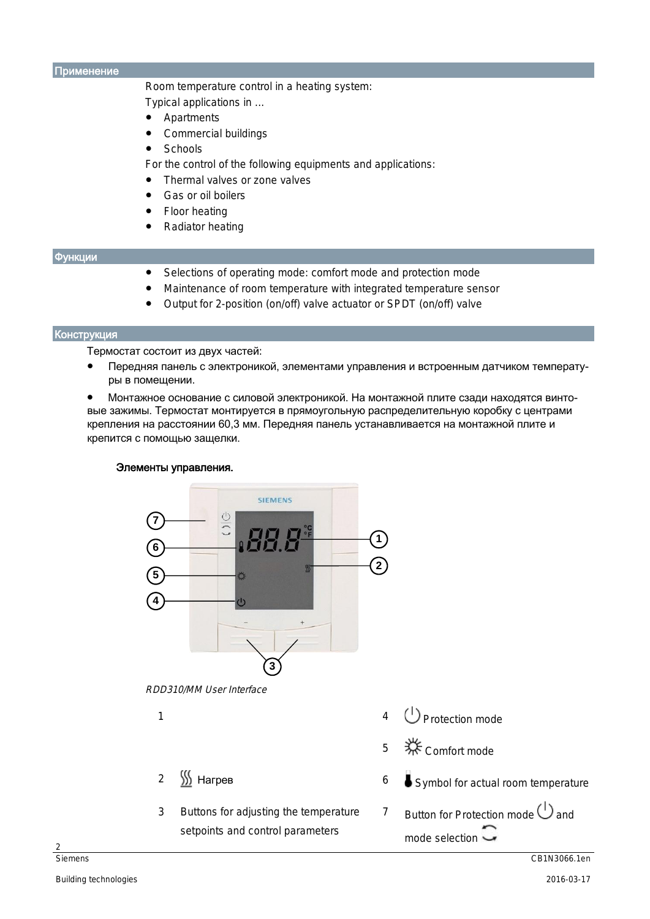## Применение

Room temperature control in a heating system:

Typical applications in …

- Apartments
- Commercial buildings
- Schools

For the control of the following equipments and applications:

- Thermal valves or zone valves
- Gas or oil boilers
- Floor heating
- Radiator heating

## Функции

- Selections of operating mode: comfort mode and protection mode
- Maintenance of room temperature with integrated temperature sensor
- Output for 2-position (on/off) valve actuator or SPDT (on/off) valve

## Конструкция

Термостат состоит из двух частей:

- Передняя панель с электроникой, элементами управления и встроенным датчиком температуры в помещении.
- Монтажное основание с силовой электроникой. На монтажной плите сзади находятся винтовые зажимы. Термостат монтируется в прямоугольную распределительную коробку с центрами крепления на расстоянии 60,3 мм. Передняя панель устанавливается на монтажной плите и крепится с помощью защелки.

**Элементы управления.**

*RDD310/MM User Interface*

| | | | |
|---|---|---|---|
| 1 | | 4 | Protection mode |
| | | 5 | Comfort mode |
| 2 | Нагрев | 6 | Symbol for actual room temperature |
| 3 | Buttons for adjusting the temperature setpoints and control parameters | 7 | Button for Protection mode and mode selection |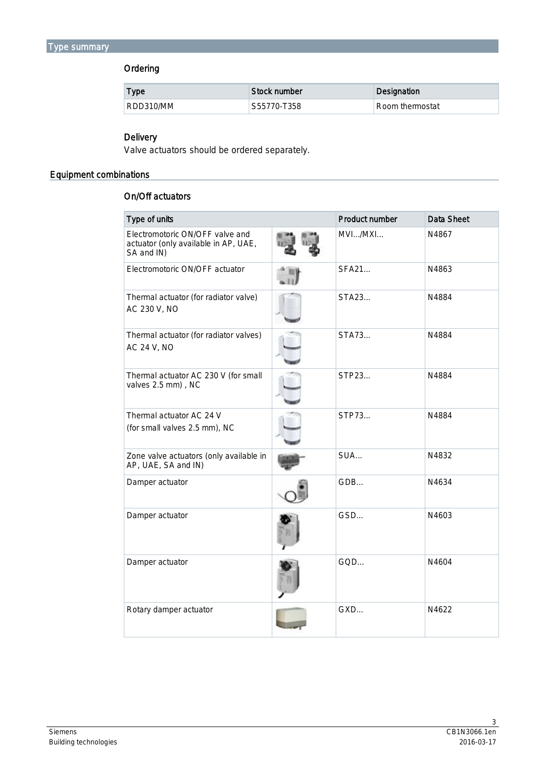## Type summary

### Ordering

| Type | Stock number | Designation |
|---|---|---|
| RDD310/MM | S55770-T358 | Room thermostat |

### Delivery

Valve actuators should be ordered separately.

## Equipment combinations

### On/Off actuators

| Type of units | | Product number | Data Sheet |
|---|---|---|---|
| Electromotoric ON/OFF valve and actuator (only available in AP, UAE, SA and IN) | | MVI…/MXI… | N4867 |
| Electromotoric ON/OFF actuator | | SFA21… | N4863 |
| Thermal actuator (for radiator valve) AC 230 V, NO | | STA23… | N4884 |
| Thermal actuator (for radiator valves) AC 24 V, NO | | STA73… | N4884 |
| Thermal actuator AC 230 V (for small valves 2.5 mm) , NC | | STP23… | N4884 |
| Thermal actuator AC 24 V (for small valves 2.5 mm), NC | | STP73… | N4884 |
| Zone valve actuators (only available in AP, UAE, SA and IN) | | SUA… | N4832 |
| Damper actuator | | GDB… | N4634 |
| Damper actuator | | GSD… | N4603 |
| Damper actuator | | GQD… | N4604 |
| Rotary damper actuator | | GXD… | N4622 |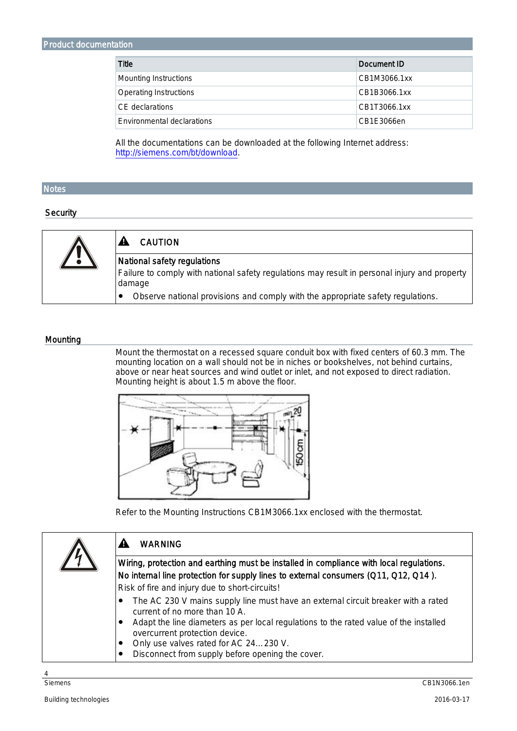## Product documentation

| Title | Document ID |
|---|---|
| Mounting Instructions | CB1M3066.1xx |
| Operating Instructions | CB1B3066.1xx |
| CE declarations | CB1T3066.1xx |
| Environmental declarations | CB1E3066en |

All the documentations can be downloaded at the following Internet address: http://siemens.com/bt/download.

## Notes

### Security

**CAUTION**

**National safety regulations**

Failure to comply with national safety regulations may result in personal injury and property damage

- Observe national provisions and comply with the appropriate safety regulations.

### Mounting

Mount the thermostat on a recessed square conduit box with fixed centers of 60.3 mm. The mounting location on a wall should not be in niches or bookshelves, not behind curtains, above or near heat sources and wind outlet or inlet, and not exposed to direct radiation. Mounting height is about 1.5 m above the floor.

Refer to the Mounting Instructions CB1M3066.1xx enclosed with the thermostat.

**WARNING**

**Wiring, protection and earthing must be installed in compliance with local regulations.**

**No internal line protection for supply lines to external consumers (Q11, Q12, Q14 ).**

Risk of fire and injury due to short-circuits!

- The AC 230 V mains supply line must have an external circuit breaker with a rated current of no more than 10 A.
- Adapt the line diameters as per local regulations to the rated value of the installed overcurrent protection device.
- Only use valves rated for AC 24…230 V.
- Disconnect from supply before opening the cover.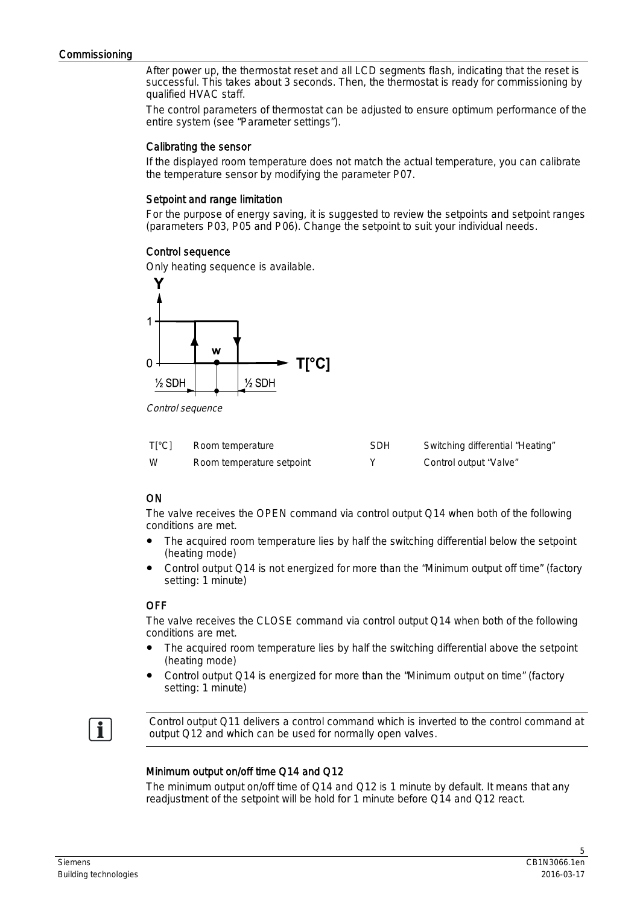## Commissioning

After power up, the thermostat reset and all LCD segments flash, indicating that the reset is successful. This takes about 3 seconds. Then, the thermostat is ready for commissioning by qualified HVAC staff.

The control parameters of thermostat can be adjusted to ensure optimum performance of the entire system (see "Parameter settings").

### Calibrating the sensor

If the displayed room temperature does not match the actual temperature, you can calibrate the temperature sensor by modifying the parameter P07.

### Setpoint and range limitation

For the purpose of energy saving, it is suggested to review the setpoints and setpoint ranges (parameters P03, P05 and P06). Change the setpoint to suit your individual needs.

### Control sequence

Only heating sequence is available.

*Control sequence*

| | | | |
|---|---|---|---|
| T[°C] | Room temperature | SDH | Switching differential "Heating" |
| W | Room temperature setpoint | Y | Control output "Valve" |

### ON

The valve receives the OPEN command via control output Q14 when both of the following conditions are met.

- The acquired room temperature lies by half the switching differential below the setpoint (heating mode)
- Control output Q14 is not energized for more than the "Minimum output off time" (factory setting: 1 minute)

### OFF

The valve receives the CLOSE command via control output Q14 when both of the following conditions are met.

- The acquired room temperature lies by half the switching differential above the setpoint (heating mode)
- Control output Q14 is energized for more than the "Minimum output on time" (factory setting: 1 minute)

Control output Q11 delivers a control command which is inverted to the control command at output Q12 and which can be used for normally open valves.

### Minimum output on/off time Q14 and Q12

The minimum output on/off time of Q14 and Q12 is 1 minute by default. It means that any readjustment of the setpoint will be hold for 1 minute before Q14 and Q12 react.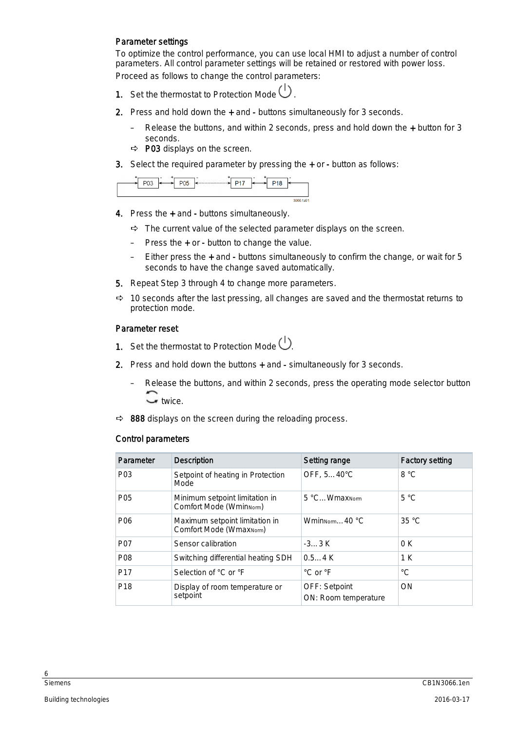### Parameter settings

To optimize the control performance, you can use local HMI to adjust a number of control parameters. All control parameter settings will be retained or restored with power loss.

Proceed as follows to change the control parameters:

1. Set the thermostat to Protection Mode ⏻.
2. Press and hold down the **+** and **-** buttons simultaneously for 3 seconds.
   - Release the buttons, and within 2 seconds, press and hold down the **+** button for 3 seconds.
   - ⇨ **P03** displays on the screen.
3. Select the required parameter by pressing the **+** or **-** button as follows:

   P03 ⇄ P05 ⇄ … ⇄ P17 ⇄ P18

4. Press the **+** and **-** buttons simultaneously.
   - ⇨ The current value of the selected parameter displays on the screen.
   - Press the **+** or **-** button to change the value.
   - Either press the **+** and **-** buttons simultaneously to confirm the change, or wait for 5 seconds to have the change saved automatically.
5. Repeat Step 3 through 4 to change more parameters.

⇨ 10 seconds after the last pressing, all changes are saved and the thermostat returns to protection mode.

### Parameter reset

1. Set the thermostat to Protection Mode ⏻.
2. Press and hold down the buttons **+** and **-** simultaneously for 3 seconds.
   - Release the buttons, and within 2 seconds, press the operating mode selector button twice.

⇨ **888** displays on the screen during the reloading process.

### Control parameters

| Parameter | Description | Setting range | Factory setting |
|---|---|---|---|
| P03 | Setpoint of heating in Protection Mode | OFF, 5…40°C | 8 °C |
| P05 | Minimum setpoint limitation in Comfort Mode ($Wmin_{Norm}$) | 5 °C…$Wmax_{Norm}$ | 5 °C |
| P06 | Maximum setpoint limitation in Comfort Mode ($Wmax_{Norm}$) | $Wmin_{Norm}$… 40 °C | 35 °C |
| P07 | Sensor calibration | -3…3 K | 0 K |
| P08 | Switching differential heating SDH | 0.5…4 K | 1 K |
| P17 | Selection of °C or °F | °C or °F | °C |
| P18 | Display of room temperature or setpoint | OFF: Setpoint<br>ON: Room temperature | ON |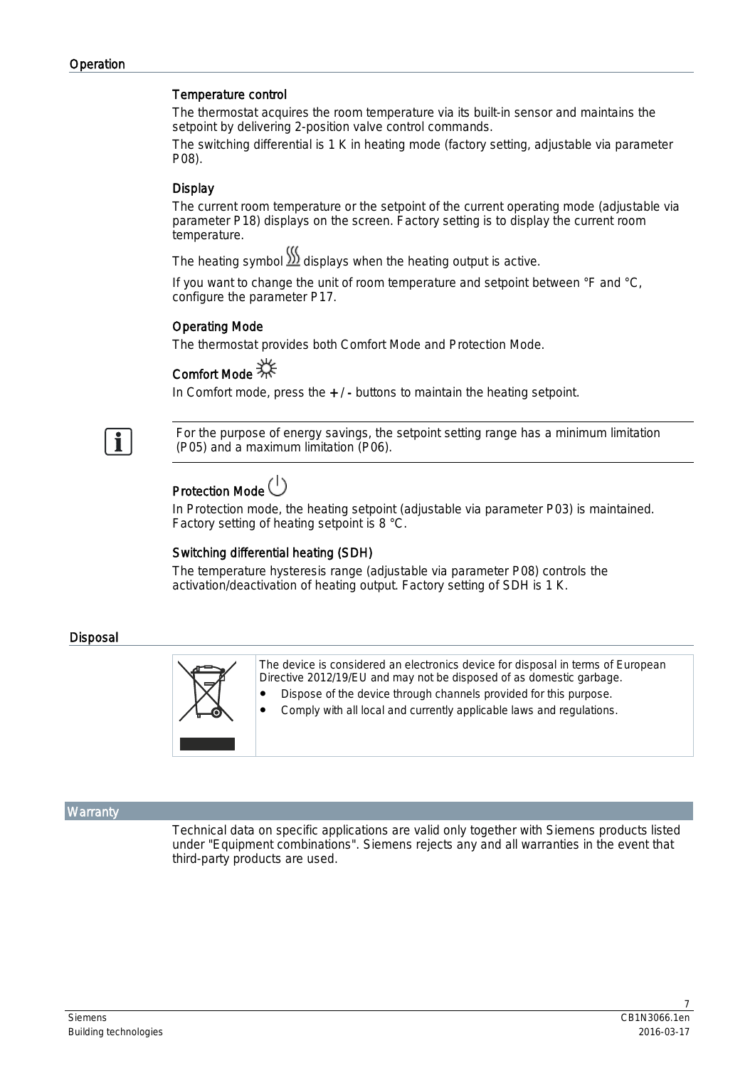## Operation

### Temperature control

The thermostat acquires the room temperature via its built-in sensor and maintains the setpoint by delivering 2-position valve control commands.

The switching differential is 1 K in heating mode (factory setting, adjustable via parameter P08).

### Display

The current room temperature or the setpoint of the current operating mode (adjustable via parameter P18) displays on the screen. Factory setting is to display the current room temperature.

The heating symbol displays when the heating output is active.

If you want to change the unit of room temperature and setpoint between °F and °C, configure the parameter P17.

### Operating Mode

The thermostat provides both Comfort Mode and Protection Mode.

### Comfort Mode

In Comfort mode, press the **+** / **-** buttons to maintain the heating setpoint.

For the purpose of energy savings, the setpoint setting range has a minimum limitation (P05) and a maximum limitation (P06).

### Protection Mode

In Protection mode, the heating setpoint (adjustable via parameter P03) is maintained. Factory setting of heating setpoint is 8 °C.

### Switching differential heating (SDH)

The temperature hysteresis range (adjustable via parameter P08) controls the activation/deactivation of heating output. Factory setting of SDH is 1 K.

## Disposal

The device is considered an electronics device for disposal in terms of European Directive 2012/19/EU and may not be disposed of as domestic garbage.

- Dispose of the device through channels provided for this purpose.
- Comply with all local and currently applicable laws and regulations.

## Warranty

Technical data on specific applications are valid only together with Siemens products listed under "Equipment combinations". Siemens rejects any and all warranties in the event that third-party products are used.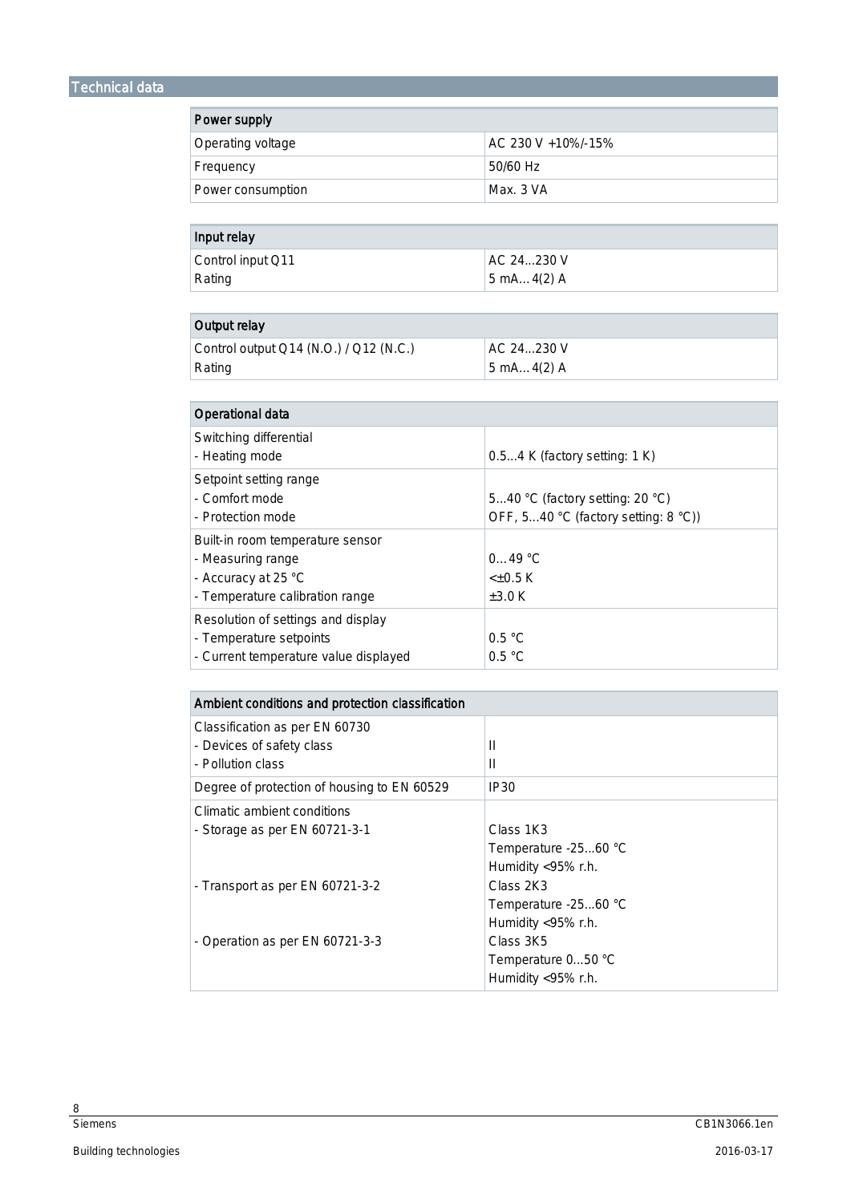## Technical data

| Power supply | |
|---|---|
| Operating voltage | AC 230 V +10%/-15% |
| Frequency | 50/60 Hz |
| Power consumption | Max. 3 VA |

| Input relay | |
|---|---|
| Control input Q11<br>Rating | AC 24...230 V<br>5 mA… 4(2) A |

| Output relay | |
|---|---|
| Control output Q14 (N.O.) / Q12 (N.C.)<br>Rating | AC 24...230 V<br>5 mA… 4(2) A |

| Operational data | |
|---|---|
| Switching differential<br>- Heating mode | <br>0.5...4 K (factory setting: 1 K) |
| Setpoint setting range<br>- Comfort mode<br>- Protection mode | <br>5...40 °C (factory setting: 20 °C)<br>OFF, 5...40 °C (factory setting: 8 °C)) |
| Built-in room temperature sensor<br>- Measuring range<br>- Accuracy at 25 °C<br>- Temperature calibration range | <br>0… 49 °C<br>< ±0.5 K<br>±3.0 K |
| Resolution of settings and display<br>- Temperature setpoints<br>- Current temperature value displayed | <br>0.5 °C<br>0.5 °C |

| Ambient conditions and protection classification | |
|---|---|
| Classification as per EN 60730<br>- Devices of safety class<br>- Pollution class | <br>II<br>II |
| Degree of protection of housing to EN 60529 | IP30 |
| Climatic ambient conditions<br>- Storage as per EN 60721-3-1<br><br><br>- Transport as per EN 60721-3-2<br><br><br>- Operation as per EN 60721-3-3 | <br>Class 1K3<br>Temperature -25...60 °C<br>Humidity <95% r.h.<br>Class 2K3<br>Temperature -25...60 °C<br>Humidity <95% r.h.<br>Class 3K5<br>Temperature 0...50 °C<br>Humidity <95% r.h. |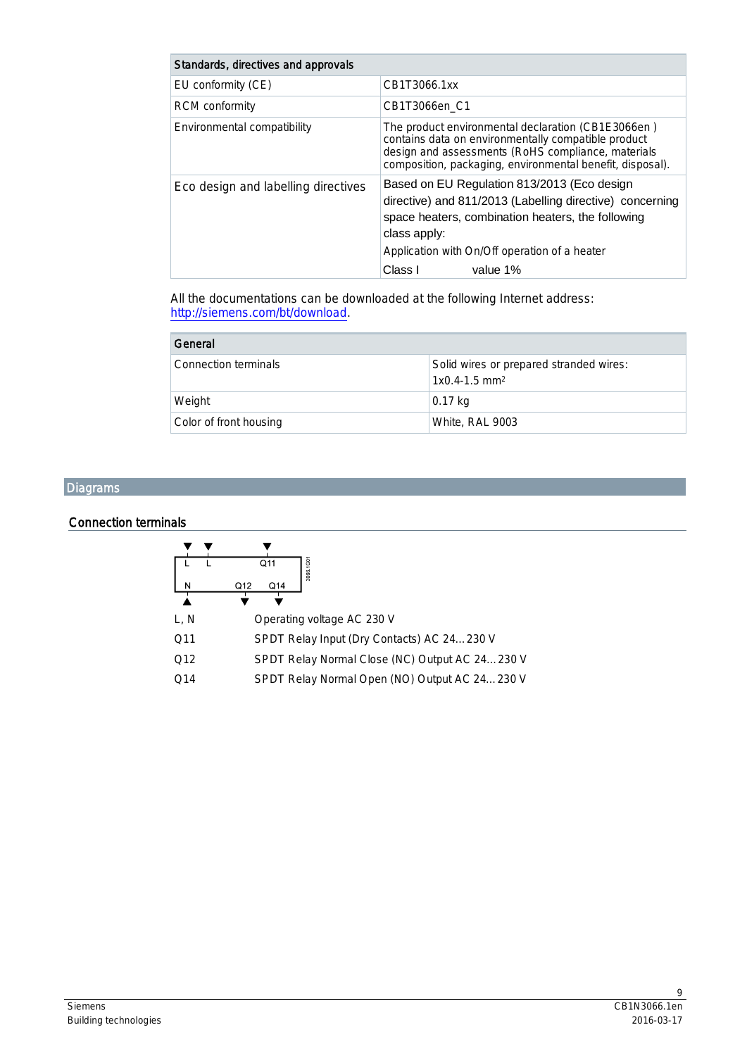| Standards, directives and approvals | |
|---|---|
| EU conformity (CE) | CB1T3066.1xx |
| RCM conformity | CB1T3066en_C1 |
| Environmental compatibility | The product environmental declaration (CB1E3066en ) contains data on environmentally compatible product design and assessments (RoHS compliance, materials composition, packaging, environmental benefit, disposal). |
| Eco design and labelling directives | Based on EU Regulation 813/2013 (Eco design directive) and 811/2013 (Labelling directive) concerning space heaters, combination heaters, the following class apply:<br>Application with On/Off operation of a heater<br>Class I value 1% |

All the documentations can be downloaded at the following Internet address: http://siemens.com/bt/download.

| General | |
|---|---|
| Connection terminals | Solid wires or prepared stranded wires:<br>1x0.4-1.5 mm² |
| Weight | 0.17 kg |
| Color of front housing | White, RAL 9003 |

## Diagrams

### Connection terminals

| | |
|---|---|
| L, N | Operating voltage AC 230 V |
| Q11 | SPDT Relay Input (Dry Contacts) AC 24…230 V |
| Q12 | SPDT Relay Normal Close (NC) Output AC 24…230 V |
| Q14 | SPDT Relay Normal Open (NO) Output AC 24…230 V |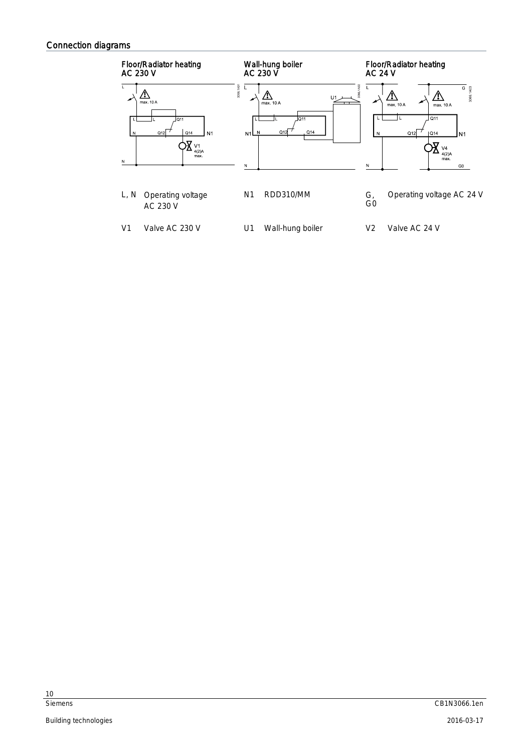## Connection diagrams

Floor/Radiator heating AC 230 V

Wall-hung boiler AC 230 V

Floor/Radiator heating AC 24 V

| | | | | | |
|---|---|---|---|---|---|
| L, N | Operating voltage AC 230 V | N1 | RDD310/MM | G, G0 | Operating voltage AC 24 V |
| V1 | Valve AC 230 V | U1 | Wall-hung boiler | V2 | Valve AC 24 V |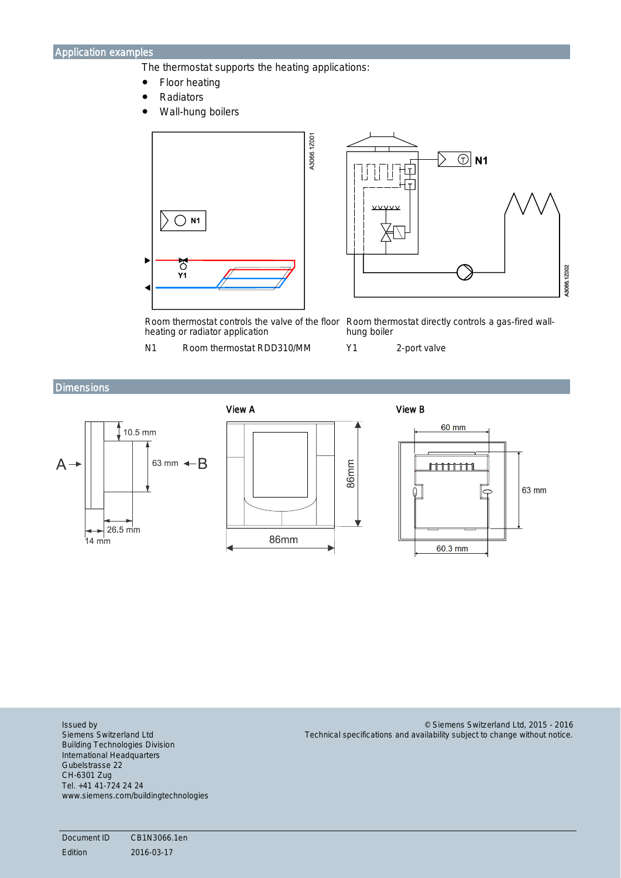## Application examples

The thermostat supports the heating applications:

- Floor heating
- Radiators
- Wall-hung boilers

A3066.1Z001

N1

Y1

A3066.1Z002

N1

Room thermostat controls the valve of the floor heating or radiator application

Room thermostat directly controls a gas-fired wall-hung boiler

| | | | |
|---|---|---|---|
| N1 | Room thermostat RDD310/MM | Y1 | 2-port valve |

## Dimensions

A

B

10.5 mm

63 mm

26.5 mm

14 mm

View A

86mm

86mm

View B

60 mm

63 mm

60.3 mm

Issued by
Siemens Switzerland Ltd
Building Technologies Division
International Headquarters
Gubelstrasse 22
CH-6301 Zug
Tel. +41 41-724 24 24
www.siemens.com/buildingtechnologies

© Siemens Switzerland Ltd, 2015 - 2016
Technical specifications and availability subject to change without notice.

| | |
|---|---|
| Document ID | CB1N3066.1en |
| Edition | 2016-03-17 |